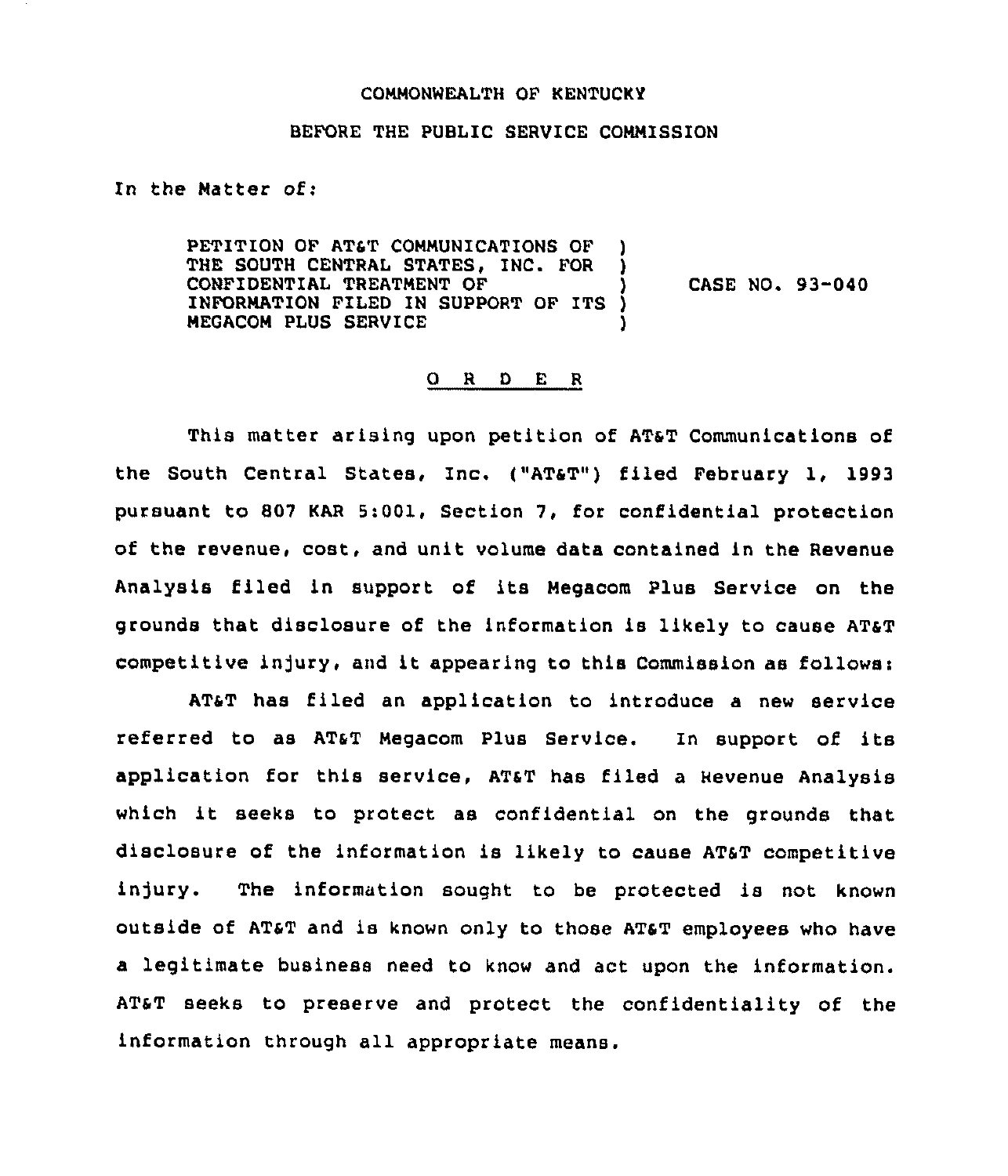COMMONWEALTH OF KENTUCKY

BEFORE THE PUBLIC SERVICE COMMISSION

In the Matter of:

| | | |
|---|---|---|
| PETITION OF AT&T COMMUNICATIONS OF THE SOUTH CENTRAL STATES, INC. FOR CONFIDENTIAL TREATMENT OF INFORMATION FILED IN SUPPORT OF ITS MEGACOM PLUS SERVICE | ) | CASE NO. 93-040 |

# O R D E R

This matter arising upon petition of AT&T Communications of the South Central States, Inc. ("AT&T") filed February 1, 1993 pursuant to 807 KAR 5:001, Section 7, for confidential protection of the revenue, cost, and unit volume data contained in the Revenue Analysis filed in support of its Megacom Plus Service on the grounds that disclosure of the information is likely to cause AT&T competitive injury, and it appearing to this Commission as follows:

AT&T has filed an application to introduce a new service referred to as AT&T Megacom Plus Service. In support of its application for this service, AT&T has filed a Revenue Analysis which it seeks to protect as confidential on the grounds that disclosure of the information is likely to cause AT&T competitive injury. The information sought to be protected is not known outside of AT&T and is known only to those AT&T employees who have a legitimate business need to know and act upon the information. AT&T seeks to preserve and protect the confidentiality of the information through all appropriate means.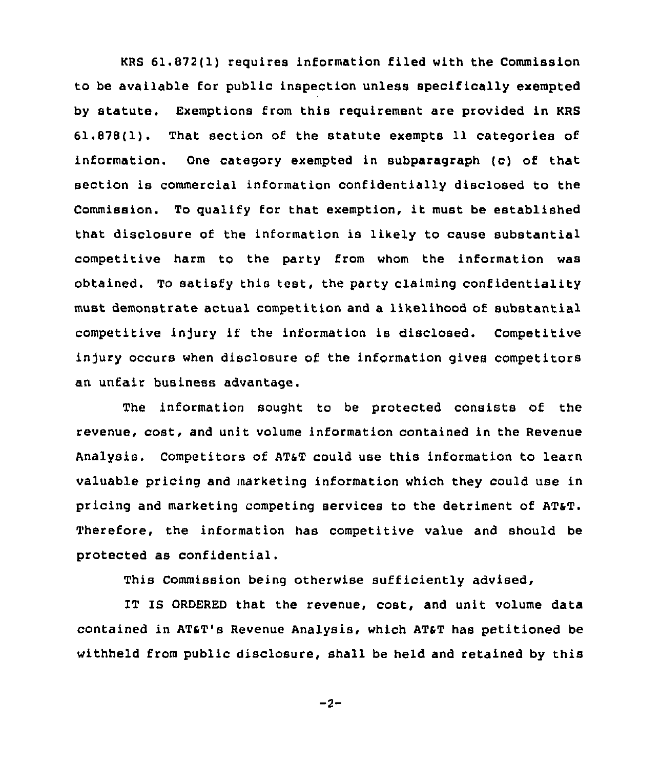KRS 61.872(1) requires information filed with the Commission to be available for public inspection unless specifically exempted by statute. Exemptions from this requirement are provided in KRS 61.878(1). That section of the statute exempts 11 categories of information. One category exempted in subparagraph (c) of that section is commercial information confidentially disclosed to the Commission. To qualify for that exemption, it must be established that disclosure of the information is likely to cause substantial competitive harm to the party from whom the information was obtained. To satisfy this test, the party claiming confidentiality must demonstrate actual competition and a likelihood of substantial competitive injury if the information is disclosed. Competitive injury occurs when disclosure of the information gives competitors an unfair business advantage.

The information sought to be protected consists of the revenue, cost, and unit volume information contained in the Revenue Analysis. Competitors of AT&T could use this information to learn valuable pricing and marketing information which they could use in pricing and marketing competing services to the detriment of AT&T. Therefore, the information has competitive value and should be protected as confidential.

This Commission being otherwise sufficiently advised,

IT IS ORDERED that the revenue, cost, and unit volume data contained in AT&T's Revenue Analysis, which AT&T has petitioned be withheld from public disclosure, shall be held and retained by this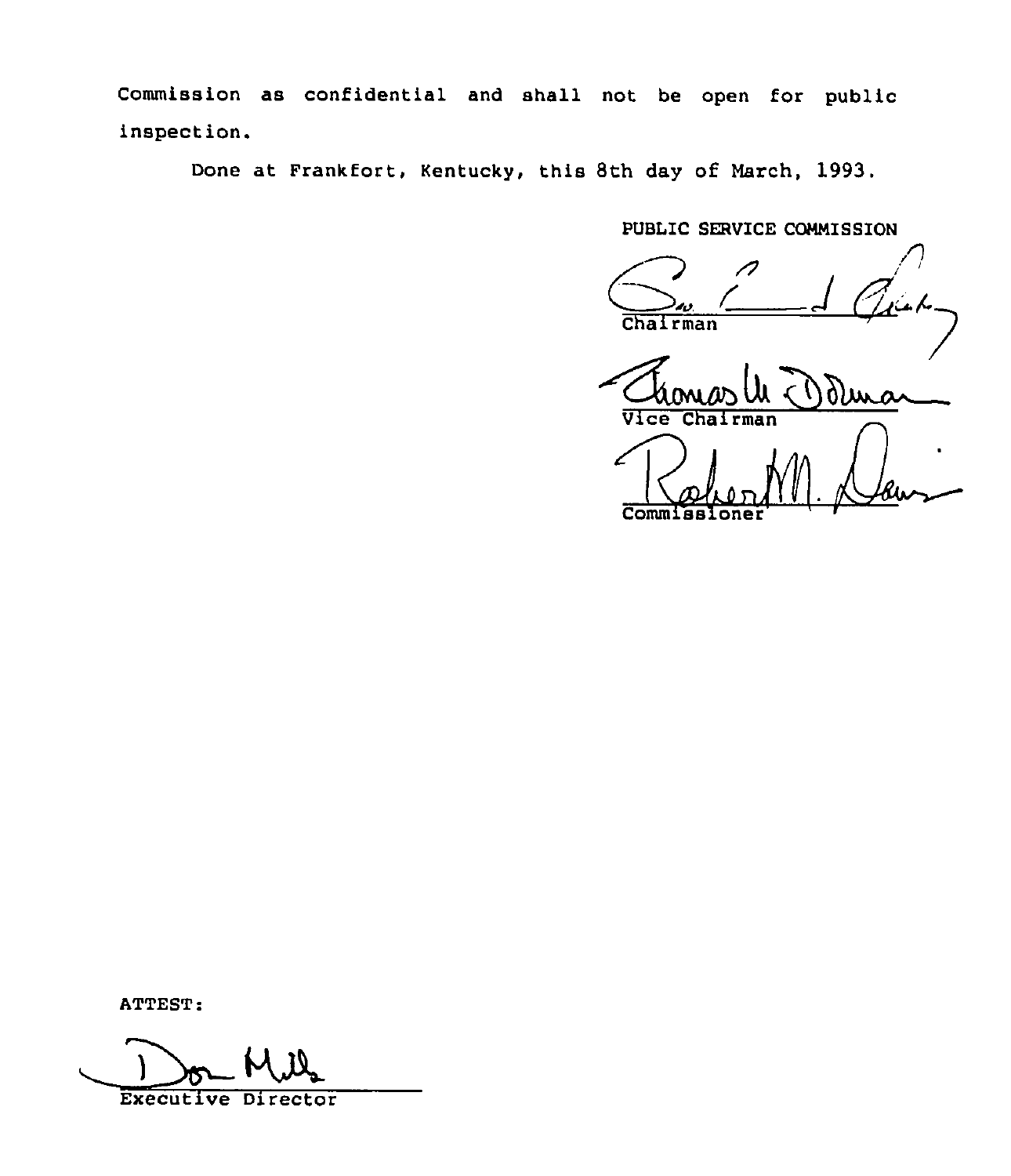Commission as confidential and shall not be open for public inspection.

Done at Frankfort, Kentucky, this 8th day of March, 1993.

PUBLIC SERVICE COMMISSION

Chairman

Vice Chairman

Commissioner

ATTEST:

Executive Director